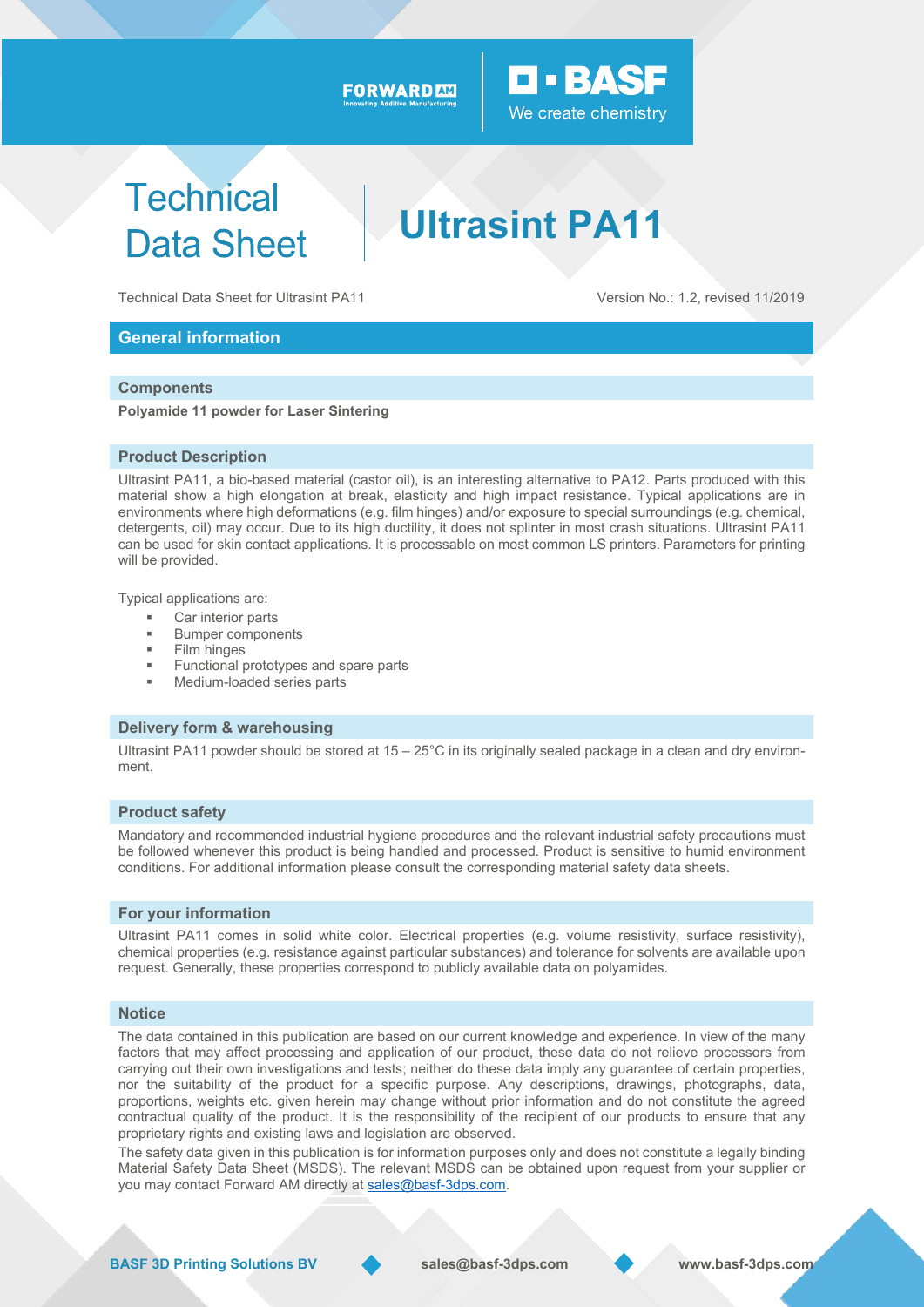# Technical Data Sheet

# Ultrasint PA11

Technical Data Sheet for Ultrasint PA11

Version No.: 1.2, revised 11/2019

## General information

### Components

**Polyamide 11 powder for Laser Sintering**

### Product Description

Ultrasint PA11, a bio-based material (castor oil), is an interesting alternative to PA12. Parts produced with this material show a high elongation at break, elasticity and high impact resistance. Typical applications are in environments where high deformations (e.g. film hinges) and/or exposure to special surroundings (e.g. chemical, detergents, oil) may occur. Due to its high ductility, it does not splinter in most crash situations. Ultrasint PA11 can be used for skin contact applications. It is processable on most common LS printers. Parameters for printing will be provided.

Typical applications are:

- Car interior parts
- Bumper components
- Film hinges
- Functional prototypes and spare parts
- Medium-loaded series parts

### Delivery form & warehousing

Ultrasint PA11 powder should be stored at 15 – 25°C in its originally sealed package in a clean and dry environment.

### Product safety

Mandatory and recommended industrial hygiene procedures and the relevant industrial safety precautions must be followed whenever this product is being handled and processed. Product is sensitive to humid environment conditions. For additional information please consult the corresponding material safety data sheets.

### For your information

Ultrasint PA11 comes in solid white color. Electrical properties (e.g. volume resistivity, surface resistivity), chemical properties (e.g. resistance against particular substances) and tolerance for solvents are available upon request. Generally, these properties correspond to publicly available data on polyamides.

### Notice

The data contained in this publication are based on our current knowledge and experience. In view of the many factors that may affect processing and application of our product, these data do not relieve processors from carrying out their own investigations and tests; neither do these data imply any guarantee of certain properties, nor the suitability of the product for a specific purpose. Any descriptions, drawings, photographs, data, proportions, weights etc. given herein may change without prior information and do not constitute the agreed contractual quality of the product. It is the responsibility of the recipient of our products to ensure that any proprietary rights and existing laws and legislation are observed.

The safety data given in this publication is for information purposes only and does not constitute a legally binding Material Safety Data Sheet (MSDS). The relevant MSDS can be obtained upon request from your supplier or you may contact Forward AM directly at sales@basf-3dps.com.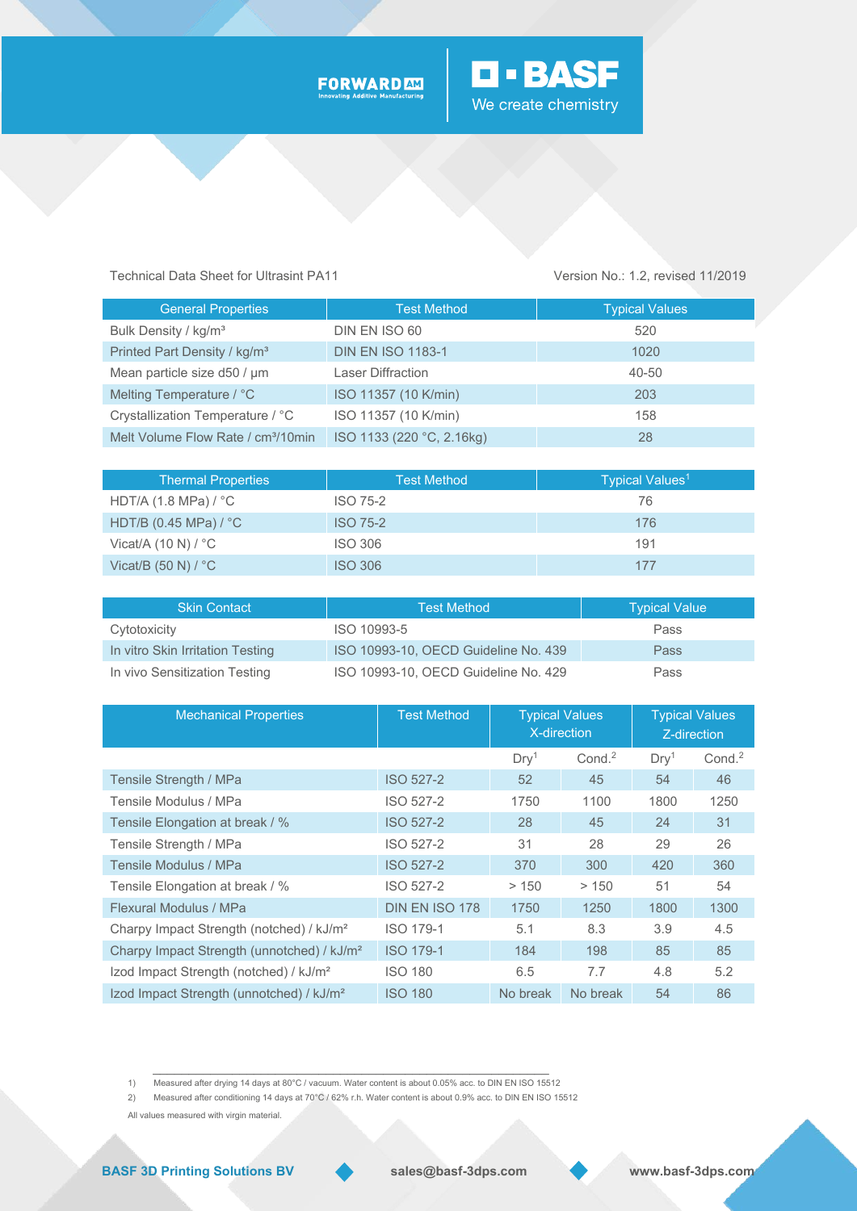FORWARD AM
Innovating Additive Manufacturing

BASF
We create chemistry

Technical Data Sheet for Ultrasint PA11

Version No.: 1.2, revised 11/2019

| General Properties | Test Method | Typical Values |
|---|---|---|
| Bulk Density / kg/m³ | DIN EN ISO 60 | 520 |
| Printed Part Density / kg/m³ | DIN EN ISO 1183-1 | 1020 |
| Mean particle size d50 / µm | Laser Diffraction | 40-50 |
| Melting Temperature / °C | ISO 11357 (10 K/min) | 203 |
| Crystallization Temperature / °C | ISO 11357 (10 K/min) | 158 |
| Melt Volume Flow Rate / cm³/10min | ISO 1133 (220 °C, 2.16kg) | 28 |

| Thermal Properties | Test Method | Typical Values[1] |
|---|---|---|
| HDT/A (1.8 MPa) / °C | ISO 75-2 | 76 |
| HDT/B (0.45 MPa) / °C | ISO 75-2 | 176 |
| Vicat/A (10 N) / °C | ISO 306 | 191 |
| Vicat/B (50 N) / °C | ISO 306 | 177 |

| Skin Contact | Test Method | Typical Value |
|---|---|---|
| Cytotoxicity | ISO 10993-5 | Pass |
| In vitro Skin Irritation Testing | ISO 10993-10, OECD Guideline No. 439 | Pass |
| In vivo Sensitization Testing | ISO 10993-10, OECD Guideline No. 429 | Pass |

| Mechanical Properties | Test Method | Typical Values X-direction | | Typical Values Z-direction | |
|---|---|---|---|---|---|
| | | Dry[1] | Cond.[2] | Dry[1] | Cond.[2] |
| Tensile Strength / MPa | ISO 527-2 | 52 | 45 | 54 | 46 |
| Tensile Modulus / MPa | ISO 527-2 | 1750 | 1100 | 1800 | 1250 |
| Tensile Elongation at break / % | ISO 527-2 | 28 | 45 | 24 | 31 |
| Tensile Strength / MPa | ISO 527-2 | 31 | 28 | 29 | 26 |
| Tensile Modulus / MPa | ISO 527-2 | 370 | 300 | 420 | 360 |
| Tensile Elongation at break / % | ISO 527-2 | > 150 | > 150 | 51 | 54 |
| Flexural Modulus / MPa | DIN EN ISO 178 | 1750 | 1250 | 1800 | 1300 |
| Charpy Impact Strength (notched) / kJ/m² | ISO 179-1 | 5.1 | 8.3 | 3.9 | 4.5 |
| Charpy Impact Strength (unnotched) / kJ/m² | ISO 179-1 | 184 | 198 | 85 | 85 |
| Izod Impact Strength (notched) / kJ/m² | ISO 180 | 6.5 | 7.7 | 4.8 | 5.2 |
| Izod Impact Strength (unnotched) / kJ/m² | ISO 180 | No break | No break | 54 | 86 |

1) Measured after drying 14 days at 80°C / vacuum. Water content is about 0.05% acc. to DIN EN ISO 15512

2) Measured after conditioning 14 days at 70°C / 62% r.h. Water content is about 0.9% acc. to DIN EN ISO 15512

All values measured with virgin material.

BASF 3D Printing Solutions BV · sales@basf-3dps.com · www.basf-3dps.com